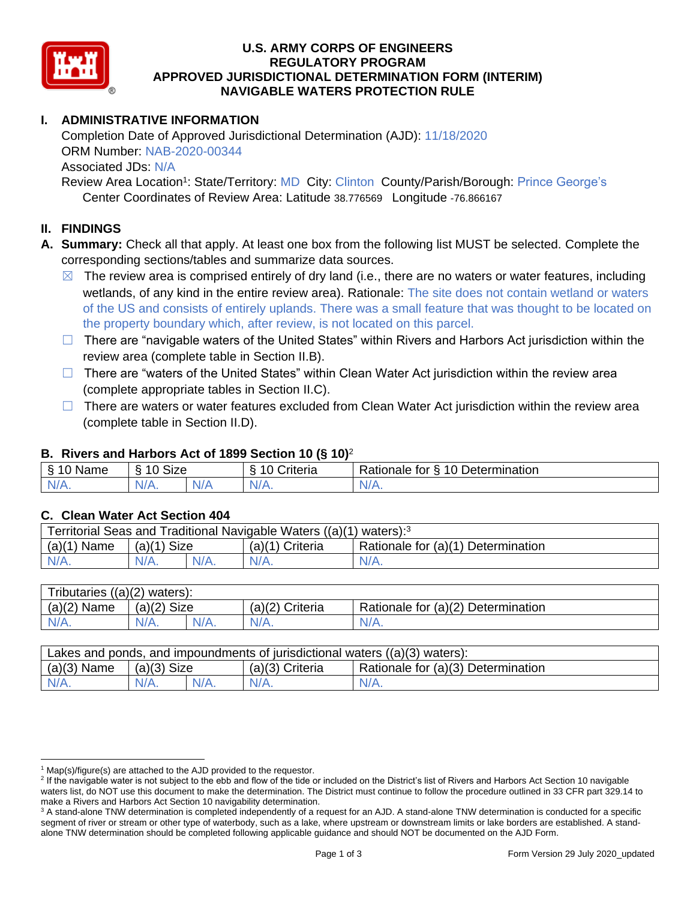# U.S. ARMY CORPS OF ENGINEERS
# REGULATORY PROGRAM
# APPROVED JURISDICTIONAL DETERMINATION FORM (INTERIM)
# NAVIGABLE WATERS PROTECTION RULE

## I. ADMINISTRATIVE INFORMATION

Completion Date of Approved Jurisdictional Determination (AJD): 11/18/2020
ORM Number: NAB-2020-00344
Associated JDs: N/A
Review Area Location[1]: State/Territory: MD City: Clinton County/Parish/Borough: Prince George's
Center Coordinates of Review Area: Latitude 38.776569 Longitude -76.866167

## II. FINDINGS

**A. Summary:** Check all that apply. At least one box from the following list MUST be selected. Complete the corresponding sections/tables and summarize data sources.

- ☒ The review area is comprised entirely of dry land (i.e., there are no waters or water features, including wetlands, of any kind in the entire review area). Rationale: The site does not contain wetland or waters of the US and consists of entirely uplands. There was a small feature that was thought to be located on the property boundary which, after review, is not located on this parcel.
- ☐ There are "navigable waters of the United States" within Rivers and Harbors Act jurisdiction within the review area (complete table in Section II.B).
- ☐ There are "waters of the United States" within Clean Water Act jurisdiction within the review area (complete appropriate tables in Section II.C).
- ☐ There are waters or water features excluded from Clean Water Act jurisdiction within the review area (complete table in Section II.D).

### B. Rivers and Harbors Act of 1899 Section 10 (§ 10)[2]

| § 10 Name | § 10 Size | | § 10 Criteria | Rationale for § 10 Determination |
|---|---|---|---|---|
| N/A. | N/A. | N/A | N/A. | N/A. |

### C. Clean Water Act Section 404

| Territorial Seas and Traditional Navigable Waters ((a)(1) waters):[3] | | | | |
|---|---|---|---|---|
| (a)(1) Name | (a)(1) Size | | (a)(1) Criteria | Rationale for (a)(1) Determination |
| N/A. | N/A. | N/A. | N/A. | N/A. |

| Tributaries ((a)(2) waters): | | | | |
|---|---|---|---|---|
| (a)(2) Name | (a)(2) Size | | (a)(2) Criteria | Rationale for (a)(2) Determination |
| N/A. | N/A. | N/A. | N/A. | N/A. |

| Lakes and ponds, and impoundments of jurisdictional waters ((a)(3) waters): | | | | |
|---|---|---|---|---|
| (a)(3) Name | (a)(3) Size | | (a)(3) Criteria | Rationale for (a)(3) Determination |
| N/A. | N/A. | N/A. | N/A. | N/A. |

[1] Map(s)/figure(s) are attached to the AJD provided to the requestor.
[2] If the navigable water is not subject to the ebb and flow of the tide or included on the District's list of Rivers and Harbors Act Section 10 navigable waters list, do NOT use this document to make the determination. The District must continue to follow the procedure outlined in 33 CFR part 329.14 to make a Rivers and Harbors Act Section 10 navigability determination.
[3] A stand-alone TNW determination is completed independently of a request for an AJD. A stand-alone TNW determination is conducted for a specific segment of river or stream or other type of waterbody, such as a lake, where upstream or downstream limits or lake borders are established. A stand-alone TNW determination should be completed following applicable guidance and should NOT be documented on the AJD Form.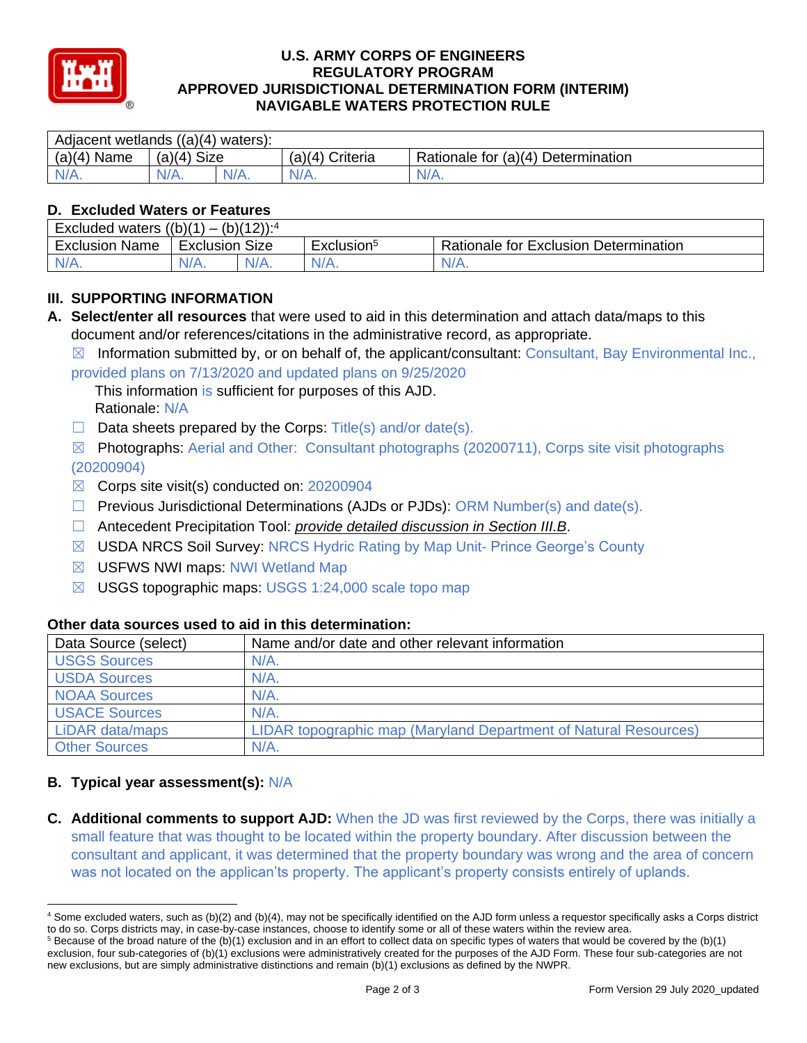**U.S. ARMY CORPS OF ENGINEERS**
**REGULATORY PROGRAM**
**APPROVED JURISDICTIONAL DETERMINATION FORM (INTERIM)**
**NAVIGABLE WATERS PROTECTION RULE**

| Adjacent wetlands ((a)(4) waters): | | | | |
|---|---|---|---|---|
| (a)(4) Name | (a)(4) Size | | (a)(4) Criteria | Rationale for (a)(4) Determination |
| N/A. | N/A. | N/A. | N/A. | N/A. |

### D. Excluded Waters or Features

| Excluded waters ((b)(1) – (b)(12)):[4] | | | | |
|---|---|---|---|---|
| Exclusion Name | Exclusion Size | | Exclusion[5] | Rationale for Exclusion Determination |
| N/A. | N/A. | N/A. | N/A. | N/A. |

## III. SUPPORTING INFORMATION

**A. Select/enter all resources** that were used to aid in this determination and attach data/maps to this document and/or references/citations in the administrative record, as appropriate.

☒ Information submitted by, or on behalf of, the applicant/consultant: Consultant, Bay Environmental Inc., provided plans on 7/13/2020 and updated plans on 9/25/2020
This information is sufficient for purposes of this AJD.
Rationale: N/A

☐ Data sheets prepared by the Corps: Title(s) and/or date(s).

☒ Photographs: Aerial and Other: Consultant photographs (20200711), Corps site visit photographs (20200904)

☒ Corps site visit(s) conducted on: 20200904

☐ Previous Jurisdictional Determinations (AJDs or PJDs): ORM Number(s) and date(s).

☐ Antecedent Precipitation Tool: *provide detailed discussion in Section III.B*.

☒ USDA NRCS Soil Survey: NRCS Hydric Rating by Map Unit- Prince George's County

☒ USFWS NWI maps: NWI Wetland Map

☒ USGS topographic maps: USGS 1:24,000 scale topo map

### Other data sources used to aid in this determination:

| Data Source (select) | Name and/or date and other relevant information |
|---|---|
| USGS Sources | N/A. |
| USDA Sources | N/A. |
| NOAA Sources | N/A. |
| USACE Sources | N/A. |
| LiDAR data/maps | LIDAR topographic map (Maryland Department of Natural Resources) |
| Other Sources | N/A. |

**B. Typical year assessment(s):** N/A

**C. Additional comments to support AJD:** When the JD was first reviewed by the Corps, there was initially a small feature that was thought to be located within the property boundary. After discussion between the consultant and applicant, it was determined that the property boundary was wrong and the area of concern was not located on the applican't property. The applicant's property consists entirely of uplands.

---

[4] Some excluded waters, such as (b)(2) and (b)(4), may not be specifically identified on the AJD form unless a requestor specifically asks a Corps district to do so. Corps districts may, in case-by-case instances, choose to identify some or all of these waters within the review area.

[5] Because of the broad nature of the (b)(1) exclusion and in an effort to collect data on specific types of waters that would be covered by the (b)(1) exclusion, four sub-categories of (b)(1) exclusions were administratively created for the purposes of the AJD Form. These four sub-categories are not new exclusions, but are simply administrative distinctions and remain (b)(1) exclusions as defined by the NWPR.